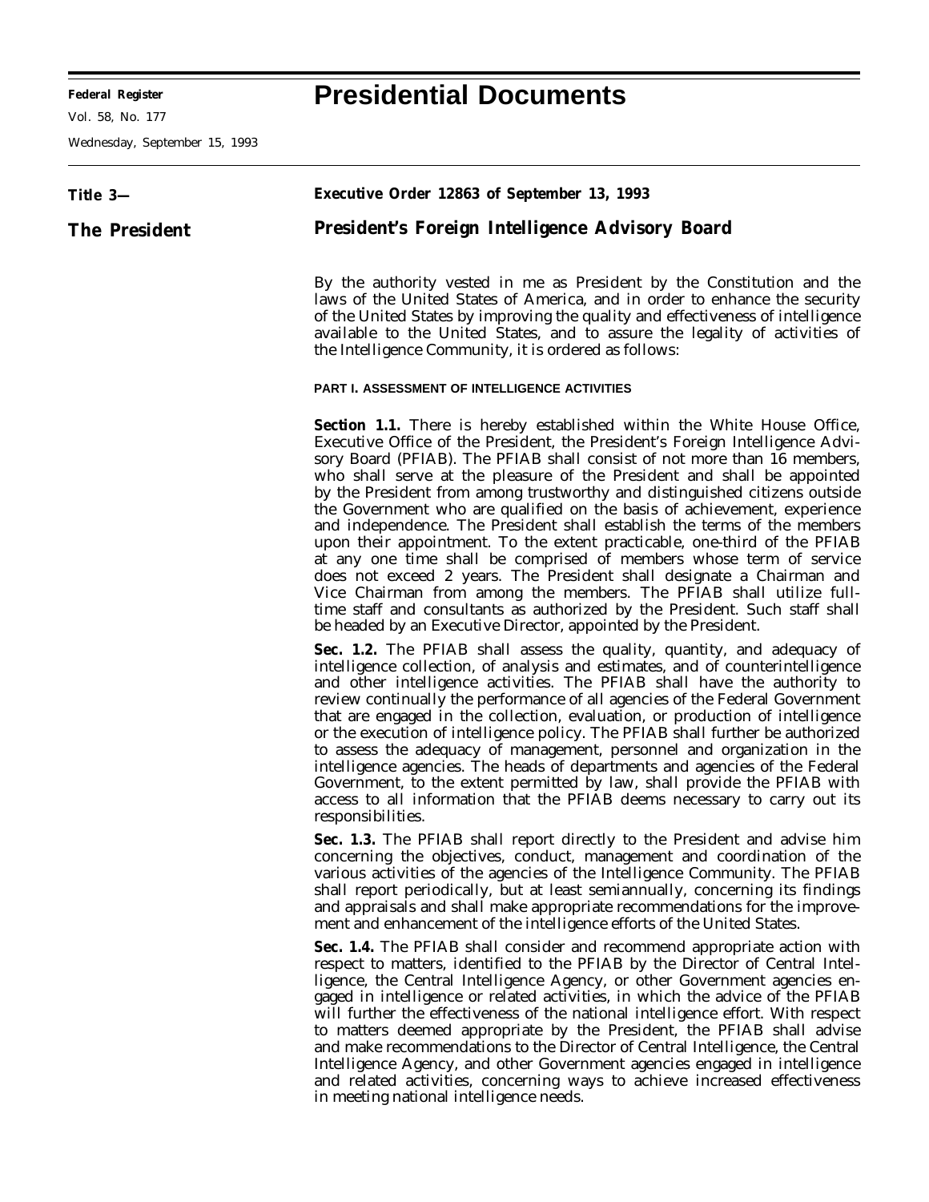**Federal Register**
Vol. 58, No. 177
Wednesday, September 15, 1993

# Presidential Documents

**Title 3—**

**The President**

**Executive Order 12863 of September 13, 1993**

## President's Foreign Intelligence Advisory Board

By the authority vested in me as President by the Constitution and the laws of the United States of America, and in order to enhance the security of the United States by improving the quality and effectiveness of intelligence available to the United States, and to assure the legality of activities of the Intelligence Community, it is ordered as follows:

### PART I. ASSESSMENT OF INTELLIGENCE ACTIVITIES

**Section 1.1.** There is hereby established within the White House Office, Executive Office of the President, the President's Foreign Intelligence Advisory Board (PFIAB). The PFIAB shall consist of not more than 16 members, who shall serve at the pleasure of the President and shall be appointed by the President from among trustworthy and distinguished citizens outside the Government who are qualified on the basis of achievement, experience and independence. The President shall establish the terms of the members upon their appointment. To the extent practicable, one-third of the PFIAB at any one time shall be comprised of members whose term of service does not exceed 2 years. The President shall designate a Chairman and Vice Chairman from among the members. The PFIAB shall utilize full-time staff and consultants as authorized by the President. Such staff shall be headed by an Executive Director, appointed by the President.

**Sec. 1.2.** The PFIAB shall assess the quality, quantity, and adequacy of intelligence collection, of analysis and estimates, and of counterintelligence and other intelligence activities. The PFIAB shall have the authority to review continually the performance of all agencies of the Federal Government that are engaged in the collection, evaluation, or production of intelligence or the execution of intelligence policy. The PFIAB shall further be authorized to assess the adequacy of management, personnel and organization in the intelligence agencies. The heads of departments and agencies of the Federal Government, to the extent permitted by law, shall provide the PFIAB with access to all information that the PFIAB deems necessary to carry out its responsibilities.

**Sec. 1.3.** The PFIAB shall report directly to the President and advise him concerning the objectives, conduct, management and coordination of the various activities of the agencies of the Intelligence Community. The PFIAB shall report periodically, but at least semiannually, concerning its findings and appraisals and shall make appropriate recommendations for the improvement and enhancement of the intelligence efforts of the United States.

**Sec. 1.4.** The PFIAB shall consider and recommend appropriate action with respect to matters, identified to the PFIAB by the Director of Central Intelligence, the Central Intelligence Agency, or other Government agencies engaged in intelligence or related activities, in which the advice of the PFIAB will further the effectiveness of the national intelligence effort. With respect to matters deemed appropriate by the President, the PFIAB shall advise and make recommendations to the Director of Central Intelligence, the Central Intelligence Agency, and other Government agencies engaged in intelligence and related activities, concerning ways to achieve increased effectiveness in meeting national intelligence needs.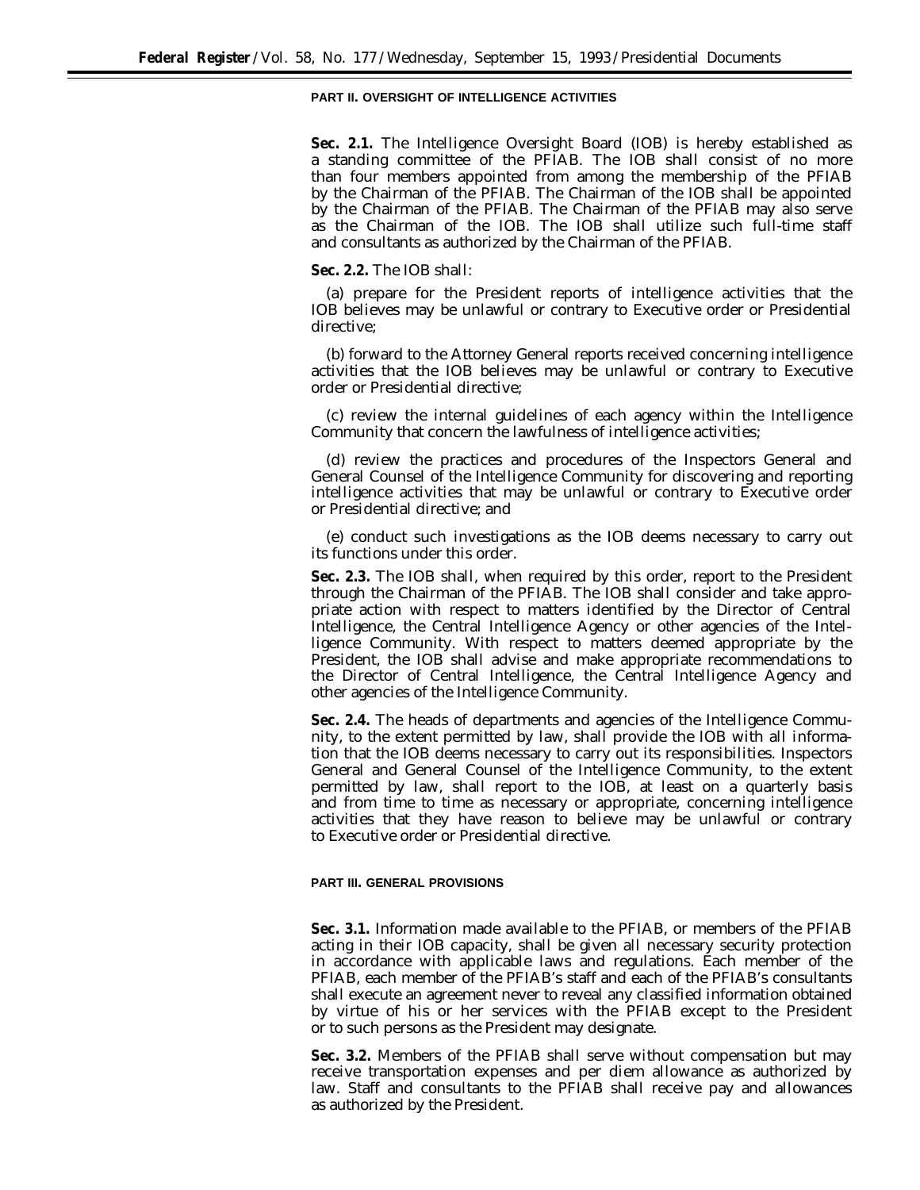## PART II. OVERSIGHT OF INTELLIGENCE ACTIVITIES

**Sec. 2.1.** The Intelligence Oversight Board (IOB) is hereby established as a standing committee of the PFIAB. The IOB shall consist of no more than four members appointed from among the membership of the PFIAB by the Chairman of the PFIAB. The Chairman of the IOB shall be appointed by the Chairman of the PFIAB. The Chairman of the PFIAB may also serve as the Chairman of the IOB. The IOB shall utilize such full-time staff and consultants as authorized by the Chairman of the PFIAB.

**Sec. 2.2.** The IOB shall:

(a) prepare for the President reports of intelligence activities that the IOB believes may be unlawful or contrary to Executive order or Presidential directive;

(b) forward to the Attorney General reports received concerning intelligence activities that the IOB believes may be unlawful or contrary to Executive order or Presidential directive;

(c) review the internal guidelines of each agency within the Intelligence Community that concern the lawfulness of intelligence activities;

(d) review the practices and procedures of the Inspectors General and General Counsel of the Intelligence Community for discovering and reporting intelligence activities that may be unlawful or contrary to Executive order or Presidential directive; and

(e) conduct such investigations as the IOB deems necessary to carry out its functions under this order.

**Sec. 2.3.** The IOB shall, when required by this order, report to the President through the Chairman of the PFIAB. The IOB shall consider and take appropriate action with respect to matters identified by the Director of Central Intelligence, the Central Intelligence Agency or other agencies of the Intelligence Community. With respect to matters deemed appropriate by the President, the IOB shall advise and make appropriate recommendations to the Director of Central Intelligence, the Central Intelligence Agency and other agencies of the Intelligence Community.

**Sec. 2.4.** The heads of departments and agencies of the Intelligence Community, to the extent permitted by law, shall provide the IOB with all information that the IOB deems necessary to carry out its responsibilities. Inspectors General and General Counsel of the Intelligence Community, to the extent permitted by law, shall report to the IOB, at least on a quarterly basis and from time to time as necessary or appropriate, concerning intelligence activities that they have reason to believe may be unlawful or contrary to Executive order or Presidential directive.

## PART III. GENERAL PROVISIONS

**Sec. 3.1.** Information made available to the PFIAB, or members of the PFIAB acting in their IOB capacity, shall be given all necessary security protection in accordance with applicable laws and regulations. Each member of the PFIAB, each member of the PFIAB's staff and each of the PFIAB's consultants shall execute an agreement never to reveal any classified information obtained by virtue of his or her services with the PFIAB except to the President or to such persons as the President may designate.

**Sec. 3.2.** Members of the PFIAB shall serve without compensation but may receive transportation expenses and per diem allowance as authorized by law. Staff and consultants to the PFIAB shall receive pay and allowances as authorized by the President.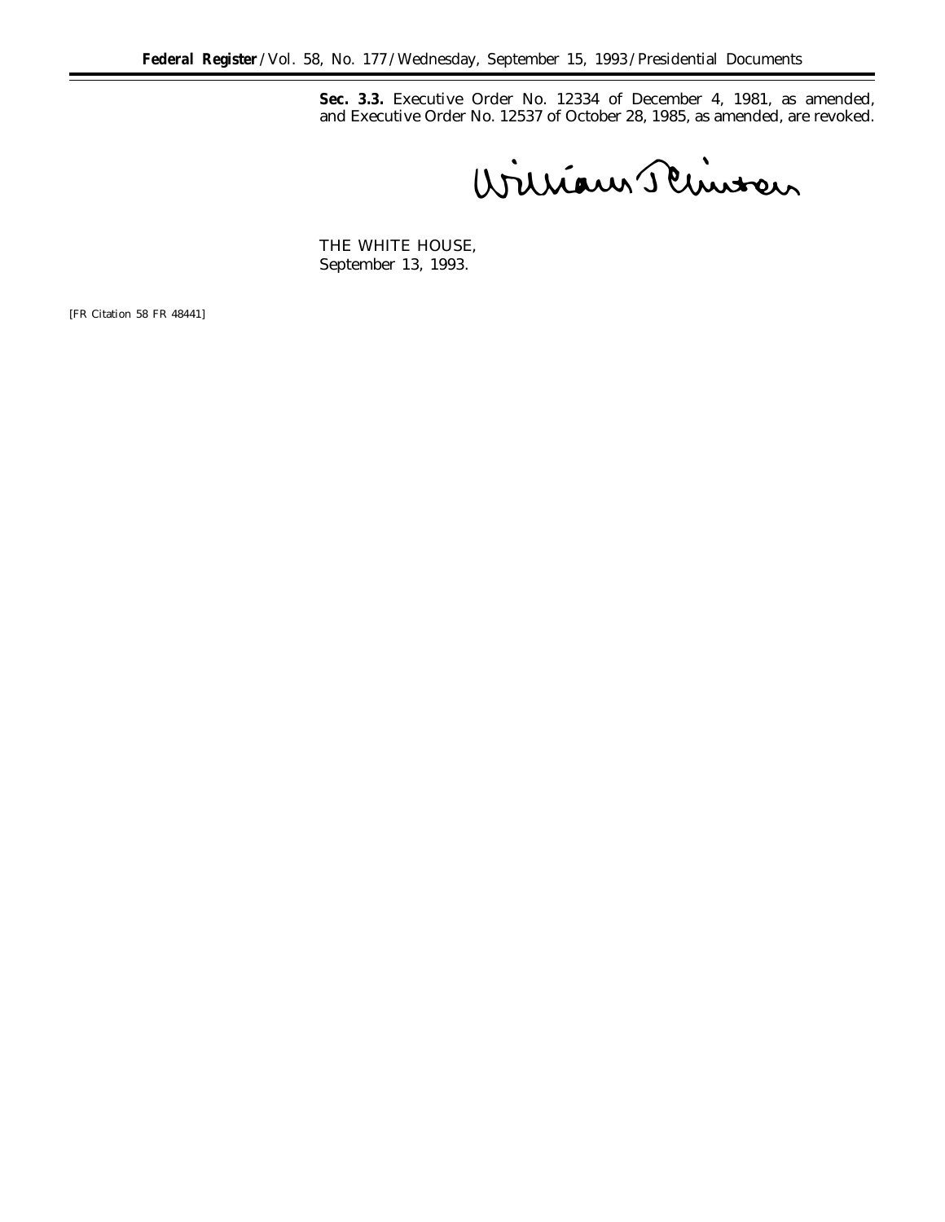**Sec. 3.3.** Executive Order No. 12334 of December 4, 1981, as amended, and Executive Order No. 12537 of October 28, 1985, as amended, are revoked.

William J. Clinton

THE WHITE HOUSE,
September 13, 1993.

[FR Citation 58 FR 48441]